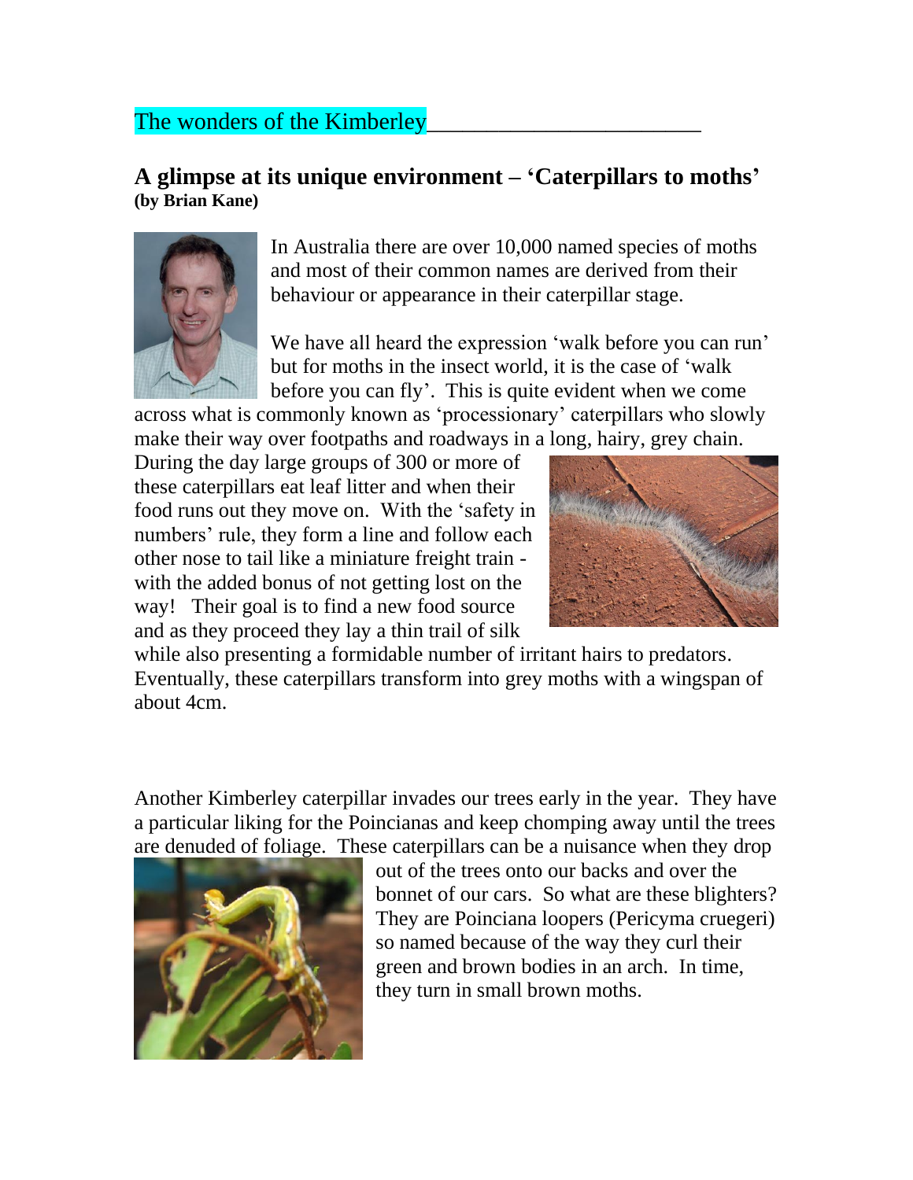The wonders of the Kimberley

## A glimpse at its unique environment – 'Caterpillars to moths'

**(by Brian Kane)**

In Australia there are over 10,000 named species of moths and most of their common names are derived from their behaviour or appearance in their caterpillar stage.

We have all heard the expression 'walk before you can run' but for moths in the insect world, it is the case of 'walk before you can fly'. This is quite evident when we come across what is commonly known as 'processionary' caterpillars who slowly make their way over footpaths and roadways in a long, hairy, grey chain. During the day large groups of 300 or more of these caterpillars eat leaf litter and when their food runs out they move on. With the 'safety in numbers' rule, they form a line and follow each other nose to tail like a miniature freight train - with the added bonus of not getting lost on the way! Their goal is to find a new food source and as they proceed they lay a thin trail of silk while also presenting a formidable number of irritant hairs to predators. Eventually, these caterpillars transform into grey moths with a wingspan of about 4cm.

Another Kimberley caterpillar invades our trees early in the year. They have a particular liking for the Poincianas and keep chomping away until the trees are denuded of foliage. These caterpillars can be a nuisance when they drop out of the trees onto our backs and over the bonnet of our cars. So what are these blighters? They are Poinciana loopers (Pericyma cruegeri) so named because of the way they curl their green and brown bodies in an arch. In time, they turn in small brown moths.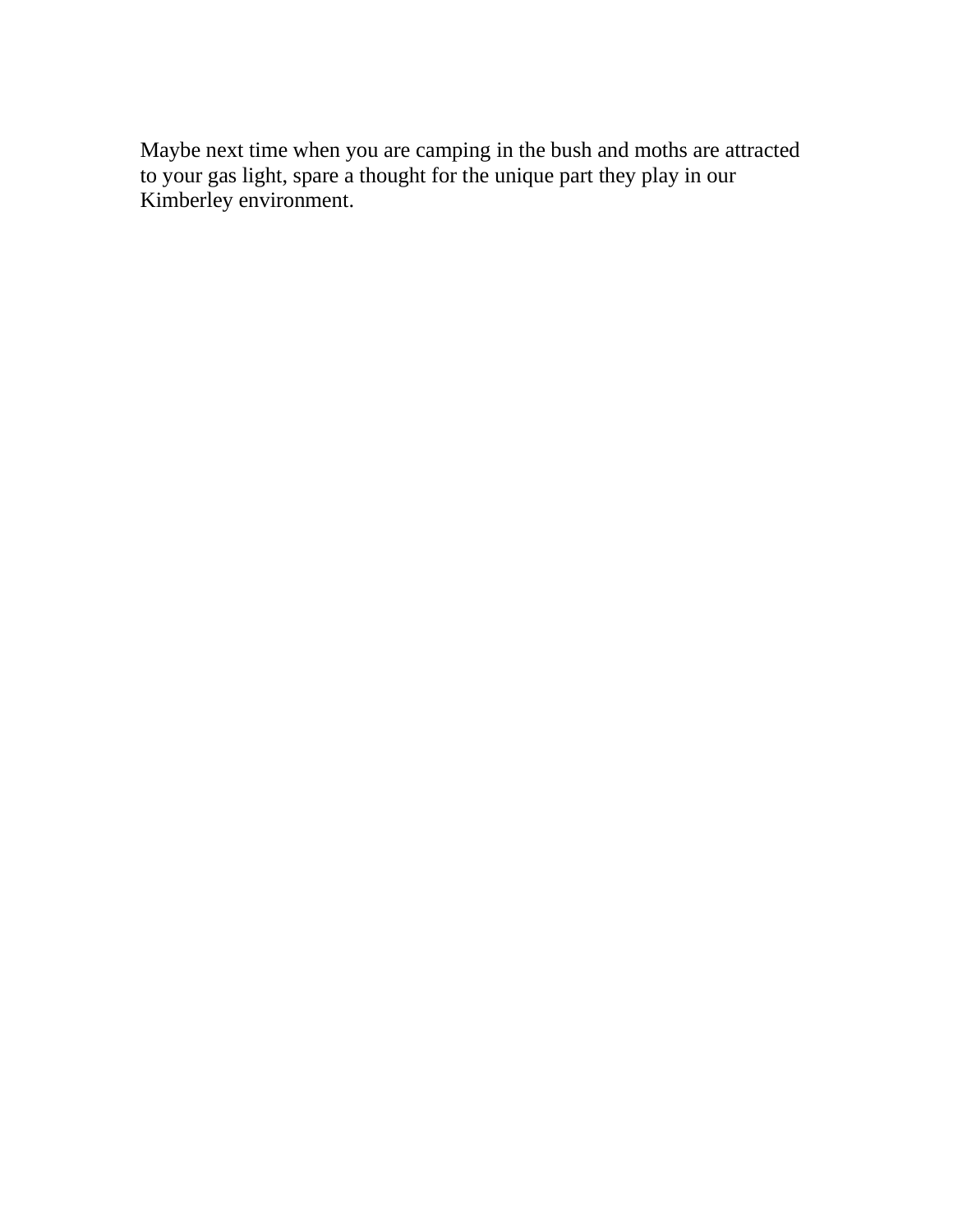Maybe next time when you are camping in the bush and moths are attracted to your gas light, spare a thought for the unique part they play in our Kimberley environment.